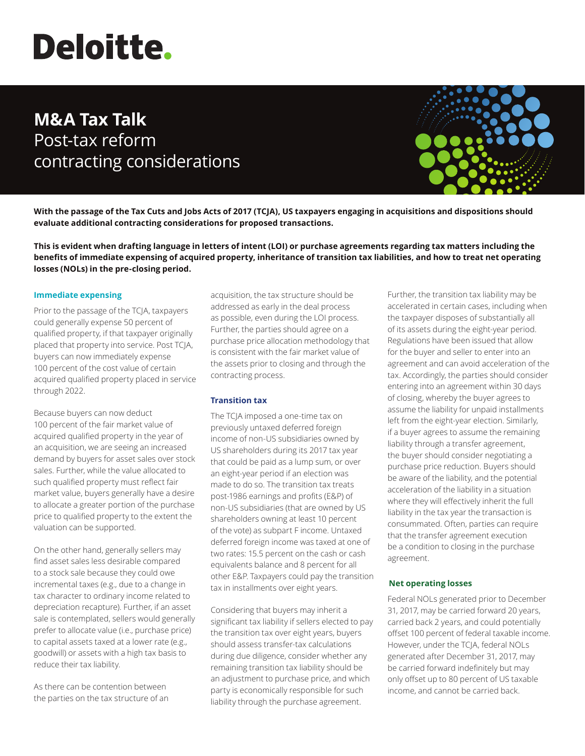# Deloitte.

# M&A Tax Talk

## Post-tax reform contracting considerations

**With the passage of the Tax Cuts and Jobs Acts of 2017 (TCJA), US taxpayers engaging in acquisitions and dispositions should evaluate additional contracting considerations for proposed transactions.**

**This is evident when drafting language in letters of intent (LOI) or purchase agreements regarding tax matters including the benefits of immediate expensing of acquired property, inheritance of transition tax liabilities, and how to treat net operating losses (NOLs) in the pre-closing period.**

### Immediate expensing

Prior to the passage of the TCJA, taxpayers could generally expense 50 percent of qualified property, if that taxpayer originally placed that property into service. Post TCJA, buyers can now immediately expense 100 percent of the cost value of certain acquired qualified property placed in service through 2022.

Because buyers can now deduct 100 percent of the fair market value of acquired qualified property in the year of an acquisition, we are seeing an increased demand by buyers for asset sales over stock sales. Further, while the value allocated to such qualified property must reflect fair market value, buyers generally have a desire to allocate a greater portion of the purchase price to qualified property to the extent the valuation can be supported.

On the other hand, generally sellers may find asset sales less desirable compared to a stock sale because they could owe incremental taxes (e.g., due to a change in tax character to ordinary income related to depreciation recapture). Further, if an asset sale is contemplated, sellers would generally prefer to allocate value (i.e., purchase price) to capital assets taxed at a lower rate (e.g., goodwill) or assets with a high tax basis to reduce their tax liability.

As there can be contention between the parties on the tax structure of an acquisition, the tax structure should be addressed as early in the deal process as possible, even during the LOI process. Further, the parties should agree on a purchase price allocation methodology that is consistent with the fair market value of the assets prior to closing and through the contracting process.

### Transition tax

The TCJA imposed a one-time tax on previously untaxed deferred foreign income of non-US subsidiaries owned by US shareholders during its 2017 tax year that could be paid as a lump sum, or over an eight-year period if an election was made to do so. The transition tax treats post-1986 earnings and profits (E&P) of non-US subsidiaries (that are owned by US shareholders owning at least 10 percent of the vote) as subpart F income. Untaxed deferred foreign income was taxed at one of two rates: 15.5 percent on the cash or cash equivalents balance and 8 percent for all other E&P. Taxpayers could pay the transition tax in installments over eight years.

Considering that buyers may inherit a significant tax liability if sellers elected to pay the transition tax over eight years, buyers should assess transfer-tax calculations during due diligence, consider whether any remaining transition tax liability should be an adjustment to purchase price, and which party is economically responsible for such liability through the purchase agreement.

Further, the transition tax liability may be accelerated in certain cases, including when the taxpayer disposes of substantially all of its assets during the eight-year period. Regulations have been issued that allow for the buyer and seller to enter into an agreement and can avoid acceleration of the tax. Accordingly, the parties should consider entering into an agreement within 30 days of closing, whereby the buyer agrees to assume the liability for unpaid installments left from the eight-year election. Similarly, if a buyer agrees to assume the remaining liability through a transfer agreement, the buyer should consider negotiating a purchase price reduction. Buyers should be aware of the liability, and the potential acceleration of the liability in a situation where they will effectively inherit the full liability in the tax year the transaction is consummated. Often, parties can require that the transfer agreement execution be a condition to closing in the purchase agreement.

### Net operating losses

Federal NOLs generated prior to December 31, 2017, may be carried forward 20 years, carried back 2 years, and could potentially offset 100 percent of federal taxable income. However, under the TCJA, federal NOLs generated after December 31, 2017, may be carried forward indefinitely but may only offset up to 80 percent of US taxable income, and cannot be carried back.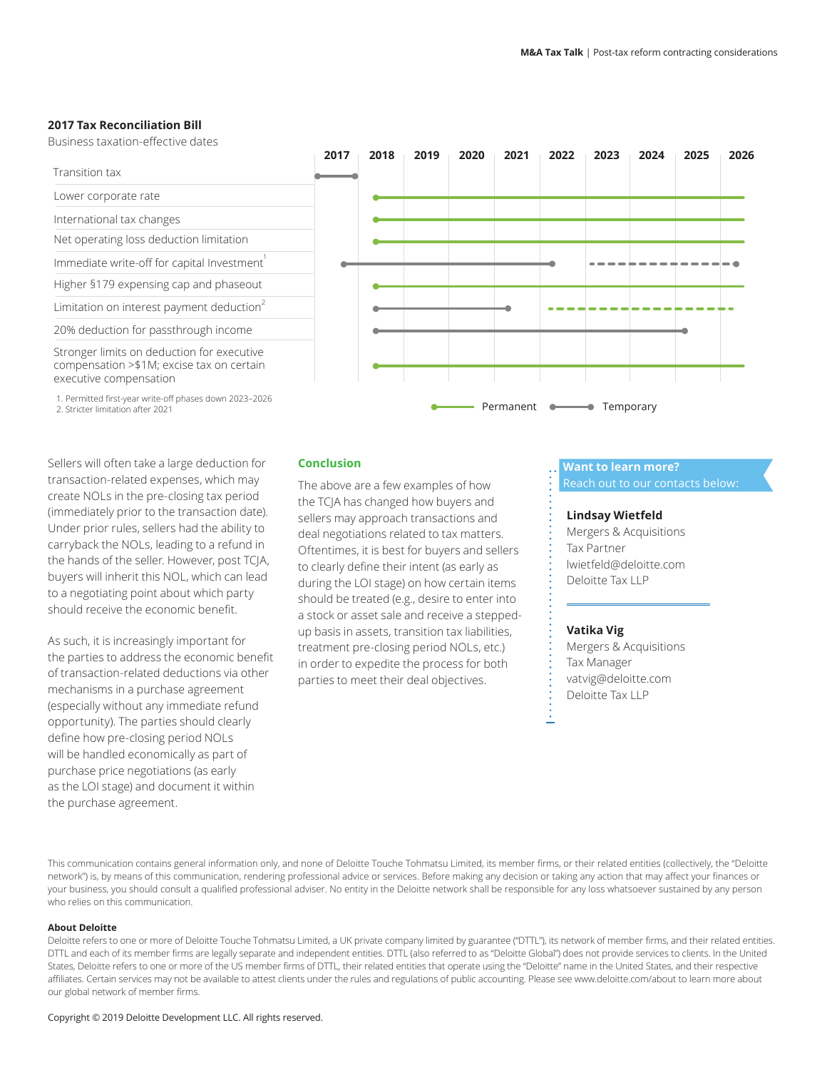**2017 Tax Reconciliation Bill**

Business taxation-effective dates

2017 2018 2019 2020 2021 2022 2023 2024 2025 2026

Transition tax

Lower corporate rate

International tax changes

Net operating loss deduction limitation

Immediate write-off for capital Investment[1]

Higher §179 expensing cap and phaseout

Limitation on interest payment deduction[2]

20% deduction for passthrough income

Stronger limits on deduction for executive compensation >$1M; excise tax on certain executive compensation

1. Permitted first-year write-off phases down 2023–2026
2. Stricter limitation after 2021

Permanent    Temporary

Sellers will often take a large deduction for transaction-related expenses, which may create NOLs in the pre-closing tax period (immediately prior to the transaction date). Under prior rules, sellers had the ability to carryback the NOLs, leading to a refund in the hands of the seller. However, post TCJA, buyers will inherit this NOL, which can lead to a negotiating point about which party should receive the economic benefit.

As such, it is increasingly important for the parties to address the economic benefit of transaction-related deductions via other mechanisms in a purchase agreement (especially without any immediate refund opportunity). The parties should clearly define how pre-closing period NOLs will be handled economically as part of purchase price negotiations (as early as the LOI stage) and document it within the purchase agreement.

## Conclusion

The above are a few examples of how the TCJA has changed how buyers and sellers may approach transactions and deal negotiations related to tax matters. Oftentimes, it is best for buyers and sellers to clearly define their intent (as early as during the LOI stage) on how certain items should be treated (e.g., desire to enter into a stock or asset sale and receive a stepped-up basis in assets, transition tax liabilities, treatment pre-closing period NOLs, etc.) in order to expedite the process for both parties to meet their deal objectives.

**Want to learn more?**
Reach out to our contacts below:

**Lindsay Wietfeld**
Mergers & Acquisitions
Tax Partner
lwietfeld@deloitte.com
Deloitte Tax LLP

**Vatika Vig**
Mergers & Acquisitions
Tax Manager
vatvig@deloitte.com
Deloitte Tax LLP

This communication contains general information only, and none of Deloitte Touche Tohmatsu Limited, its member firms, or their related entities (collectively, the "Deloitte network") is, by means of this communication, rendering professional advice or services. Before making any decision or taking any action that may affect your finances or your business, you should consult a qualified professional adviser. No entity in the Deloitte network shall be responsible for any loss whatsoever sustained by any person who relies on this communication.

**About Deloitte**

Deloitte refers to one or more of Deloitte Touche Tohmatsu Limited, a UK private company limited by guarantee ("DTTL"), its network of member firms, and their related entities. DTTL and each of its member firms are legally separate and independent entities. DTTL (also referred to as "Deloitte Global") does not provide services to clients. In the United States, Deloitte refers to one or more of the US member firms of DTTL, their related entities that operate using the "Deloitte" name in the United States, and their respective affiliates. Certain services may not be available to attest clients under the rules and regulations of public accounting. Please see www.deloitte.com/about to learn more about our global network of member firms.

Copyright © 2019 Deloitte Development LLC. All rights reserved.